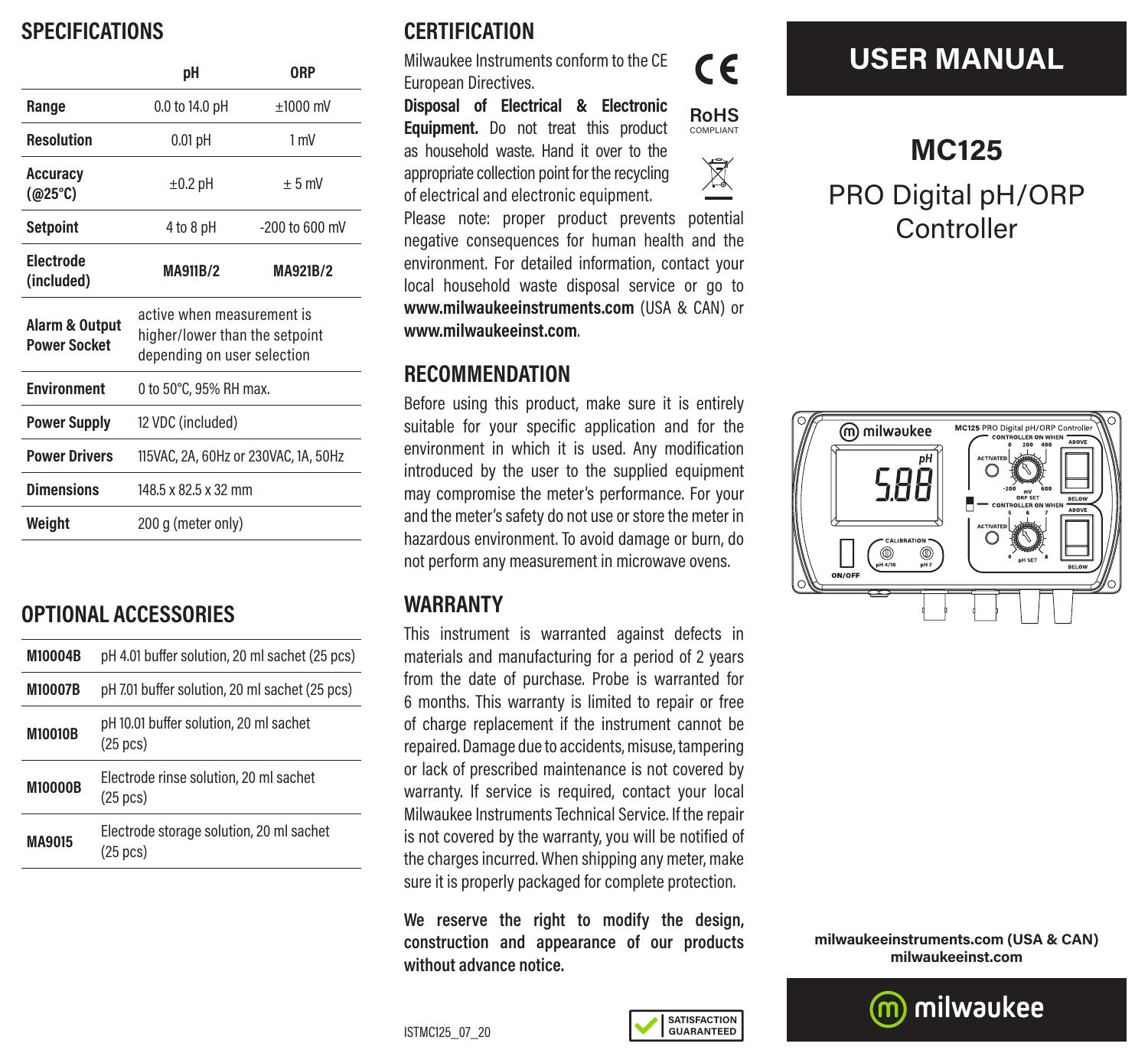## SPECIFICATIONS

| | pH | ORP |
|---|---|---|
| **Range** | 0.0 to 14.0 pH | ±1000 mV |
| **Resolution** | 0.01 pH | 1 mV |
| **Accuracy (@25°C)** | ±0.2 pH | ± 5 mV |
| **Setpoint** | 4 to 8 pH | -200 to 600 mV |
| **Electrode (included)** | **MA911B/2** | **MA921B/2** |
| **Alarm & Output Power Socket** | active when measurement is higher/lower than the setpoint depending on user selection | |
| **Environment** | 0 to 50°C, 95% RH max. | |
| **Power Supply** | 12 VDC (included) | |
| **Power Drivers** | 115VAC, 2A, 60Hz or 230VAC, 1A, 50Hz | |
| **Dimensions** | 148.5 x 82.5 x 32 mm | |
| **Weight** | 200 g (meter only) | |

## OPTIONAL ACCESSORIES

| | |
|---|---|
| **M10004B** | pH 4.01 buffer solution, 20 ml sachet (25 pcs) |
| **M10007B** | pH 7.01 buffer solution, 20 ml sachet (25 pcs) |
| **M10010B** | pH 10.01 buffer solution, 20 ml sachet (25 pcs) |
| **M10000B** | Electrode rinse solution, 20 ml sachet (25 pcs) |
| **MA9015** | Electrode storage solution, 20 ml sachet (25 pcs) |

## CERTIFICATION

Milwaukee Instruments conform to the CE European Directives.

RoHS COMPLIANT

**Disposal of Electrical & Electronic Equipment.** Do not treat this product as household waste. Hand it over to the appropriate collection point for the recycling of electrical and electronic equipment.

Please note: proper product prevents potential negative consequences for human health and the environment. For detailed information, contact your local household waste disposal service or go to **www.milwaukeeinstruments.com** (USA & CAN) or **www.milwaukeeinst.com**.

## RECOMMENDATION

Before using this product, make sure it is entirely suitable for your specific application and for the environment in which it is used. Any modification introduced by the user to the supplied equipment may compromise the meter's performance. For your and the meter's safety do not use or store the meter in hazardous environment. To avoid damage or burn, do not perform any measurement in microwave ovens.

## WARRANTY

This instrument is warranted against defects in materials and manufacturing for a period of 2 years from the date of purchase. Probe is warranted for 6 months. This warranty is limited to repair or free of charge replacement if the instrument cannot be repaired. Damage due to accidents, misuse, tampering or lack of prescribed maintenance is not covered by warranty. If service is required, contact your local Milwaukee Instruments Technical Service. If the repair is not covered by the warranty, you will be notified of the charges incurred. When shipping any meter, make sure it is properly packaged for complete protection.

**We reserve the right to modify the design, construction and appearance of our products without advance notice.**

ISTMC125_07_20

SATISFACTION GUARANTEED

# USER MANUAL

## MC125

PRO Digital pH/ORP Controller

**milwaukeeinstruments.com (USA & CAN)**
**milwaukeeinst.com**

milwaukee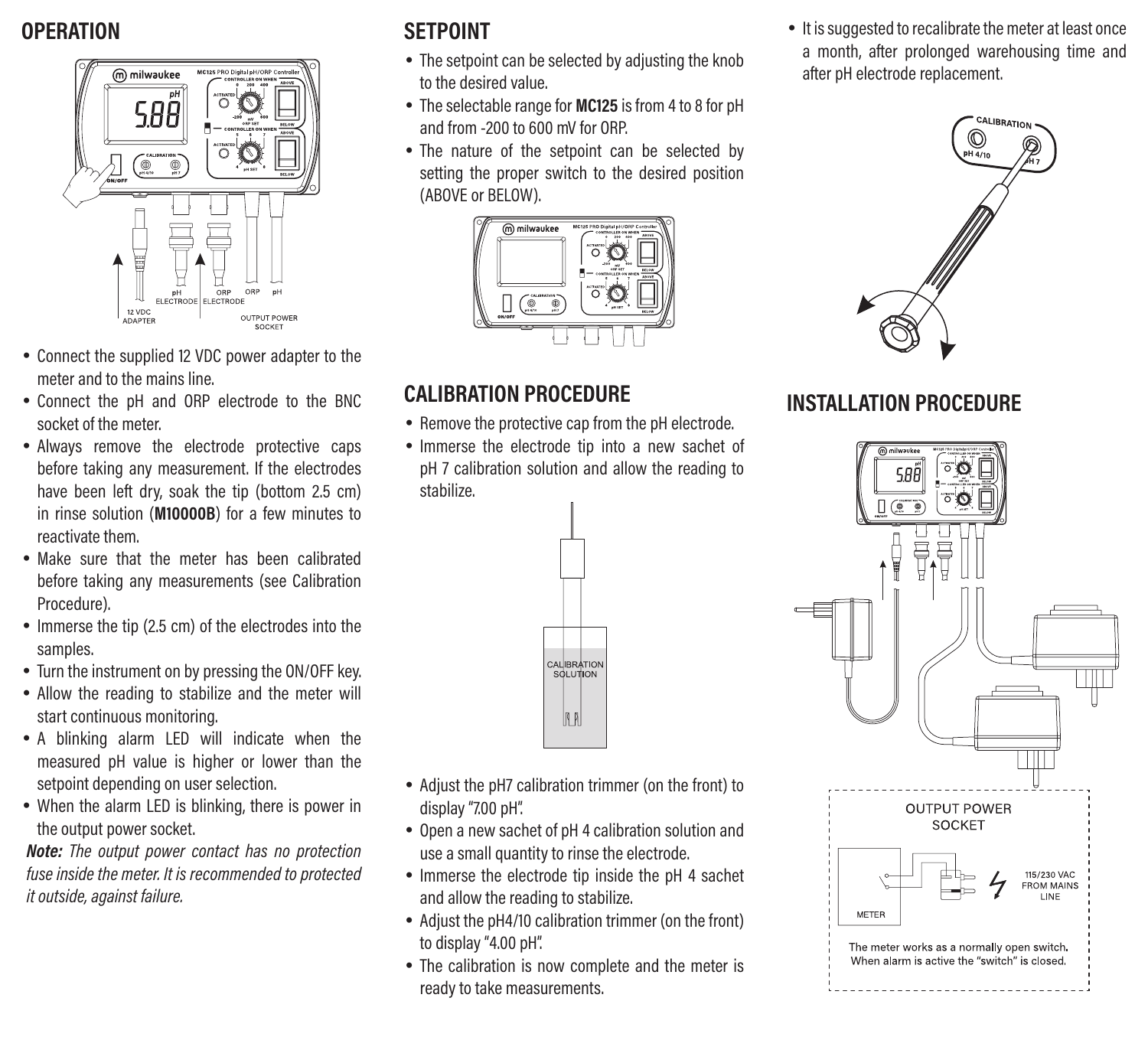## OPERATION

MC125 PRO Digital pH/ORP Controller

12 VDC ADAPTER

pH ELECTRODE

ORP ELECTRODE

ORP

pH

OUTPUT POWER SOCKET

- Connect the supplied 12 VDC power adapter to the meter and to the mains line.
- Connect the pH and ORP electrode to the BNC socket of the meter.
- Always remove the electrode protective caps before taking any measurement. If the electrodes have been left dry, soak the tip (bottom 2.5 cm) in rinse solution (**M10000B**) for a few minutes to reactivate them.
- Make sure that the meter has been calibrated before taking any measurements (see Calibration Procedure).
- Immerse the tip (2.5 cm) of the electrodes into the samples.
- Turn the instrument on by pressing the ON/OFF key.
- Allow the reading to stabilize and the meter will start continuous monitoring.
- A blinking alarm LED will indicate when the measured pH value is higher or lower than the setpoint depending on user selection.
- When the alarm LED is blinking, there is power in the output power socket.

***Note:*** *The output power contact has no protection fuse inside the meter. It is recommended to protected it outside, against failure.*

## SETPOINT

- The setpoint can be selected by adjusting the knob to the desired value.
- The selectable range for **MC125** is from 4 to 8 for pH and from -200 to 600 mV for ORP.
- The nature of the setpoint can be selected by setting the proper switch to the desired position (ABOVE or BELOW).

## CALIBRATION PROCEDURE

- Remove the protective cap from the pH electrode.
- Immerse the electrode tip into a new sachet of pH 7 calibration solution and allow the reading to stabilize.

CALIBRATION SOLUTION

- Adjust the pH7 calibration trimmer (on the front) to display "7.00 pH".
- Open a new sachet of pH 4 calibration solution and use a small quantity to rinse the electrode.
- Immerse the electrode tip inside the pH 4 sachet and allow the reading to stabilize.
- Adjust the pH4/10 calibration trimmer (on the front) to display "4.00 pH".
- The calibration is now complete and the meter is ready to take measurements.
- It is suggested to recalibrate the meter at least once a month, after prolonged warehousing time and after pH electrode replacement.

CALIBRATION

pH 4/10

pH 7

## INSTALLATION PROCEDURE

OUTPUT POWER SOCKET

METER

115/230 VAC FROM MAINS LINE

The meter works as a normally open switch. When alarm is active the "switch" is closed.